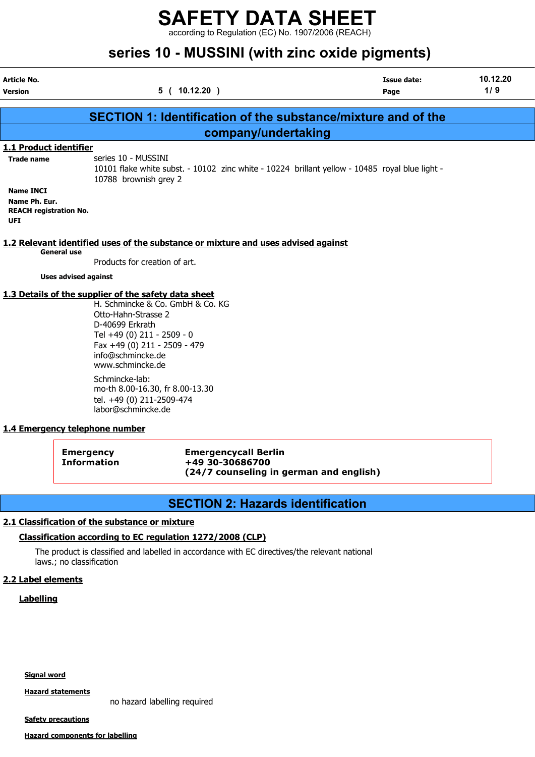# SAFETY DATA SHEET

according to Regulation (EC) No. 1907/2006 (REACH)

## series 10 - MUSSINI (with zinc oxide pigments)

| | | | |
|---|---|---|---|
| **Article No.** | | **Issue date:** | **10.12.20** |
| **Version** | **5 ( 10.12.20 )** | **Page** | **1/ 9** |

## SECTION 1: Identification of the substance/mixture and of the company/undertaking

### 1.1 Product identifier

**Trade name**
series 10 - MUSSINI
10101 flake white subst. - 10102 zinc white - 10224 brillant yellow - 10485 royal blue light - 10788 brownish grey 2

**Name INCI**

**Name Ph. Eur.**

**REACH registration No.**

**UFI**

### 1.2 Relevant identified uses of the substance or mixture and uses advised against

**General use**

Products for creation of art.

**Uses advised against**

### 1.3 Details of the supplier of the safety data sheet

H. Schmincke & Co. GmbH & Co. KG
Otto-Hahn-Strasse 2
D-40699 Erkrath
Tel +49 (0) 211 - 2509 - 0
Fax +49 (0) 211 - 2509 - 479
info@schmincke.de
www.schmincke.de

Schmincke-lab:
mo-th 8.00-16.30, fr 8.00-13.30
tel. +49 (0) 211-2509-474
labor@schmincke.de

### 1.4 Emergency telephone number

| | |
|---|---|
| **Emergency Information** | **Emergencycall Berlin**<br>**+49 30-30686700**<br>**(24/7 counseling in german and english)** |

## SECTION 2: Hazards identification

### 2.1 Classification of the substance or mixture

**Classification according to EC regulation 1272/2008 (CLP)**

The product is classified and labelled in accordance with EC directives/the relevant national laws.; no classification

### 2.2 Label elements

**Labelling**

**Signal word**

**Hazard statements**

no hazard labelling required

**Safety precautions**

**Hazard components for labelling**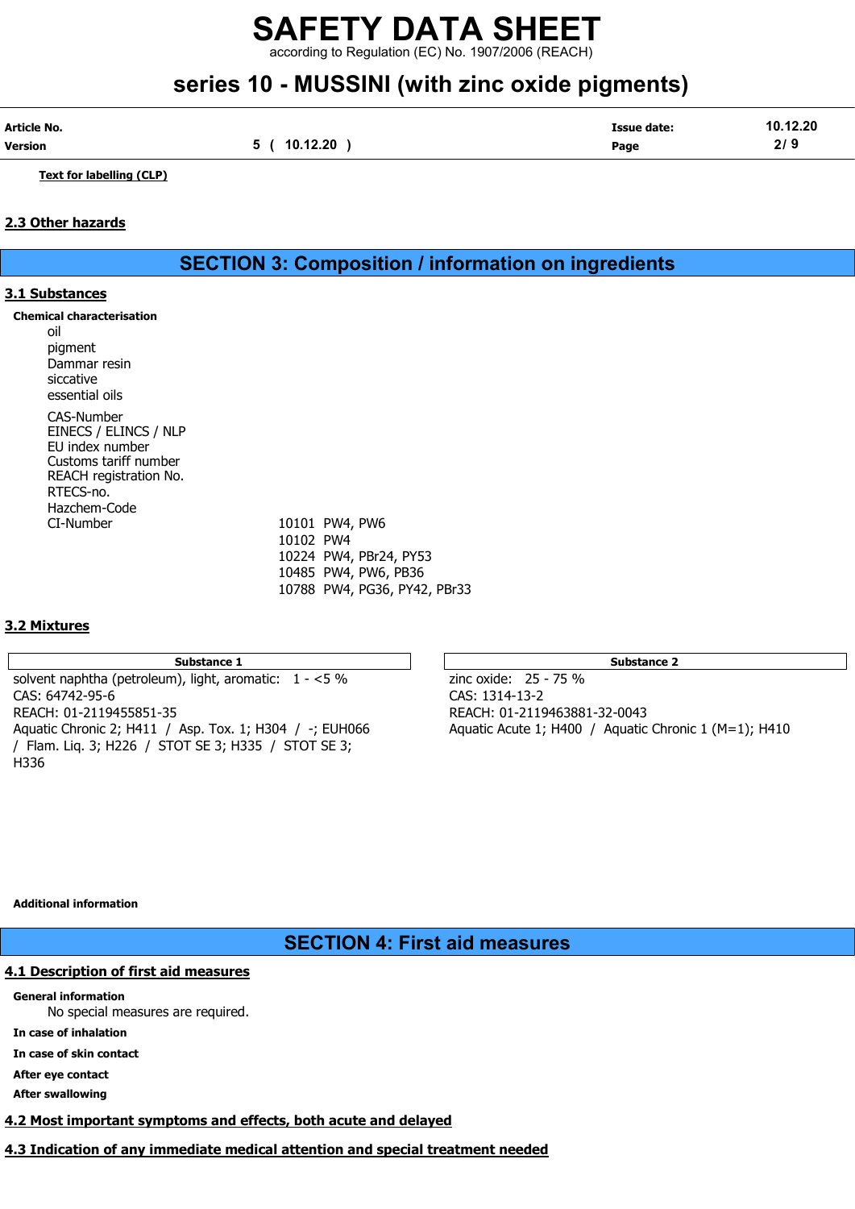**Text for labelling (CLP)**

## 2.3 Other hazards

# SECTION 3: Composition / information on ingredients

## 3.1 Substances

**Chemical characterisation**

oil
pigment
Dammar resin
siccative
essential oils

| | |
|---|---|
| CAS-Number | |
| EINECS / ELINCS / NLP | |
| EU index number | |
| Customs tariff number | |
| REACH registration No. | |
| RTECS-no. | |
| Hazchem-Code | |
| CI-Number | 10101 PW4, PW6<br>10102 PW4<br>10224 PW4, PBr24, PY53<br>10485 PW4, PW6, PB36<br>10788 PW4, PG36, PY42, PBr33 |

## 3.2 Mixtures

| Substance 1 | Substance 2 |
|---|---|
| solvent naphtha (petroleum), light, aromatic: 1 - <5 %<br>CAS: 64742-95-6<br>REACH: 01-2119455851-35<br>Aquatic Chronic 2; H411 / Asp. Tox. 1; H304 / -; EUH066 / Flam. Liq. 3; H226 / STOT SE 3; H335 / STOT SE 3; H336 | zinc oxide: 25 - 75 %<br>CAS: 1314-13-2<br>REACH: 01-2119463881-32-0043<br>Aquatic Acute 1; H400 / Aquatic Chronic 1 (M=1); H410 |

**Additional information**

# SECTION 4: First aid measures

## 4.1 Description of first aid measures

**General information**

No special measures are required.

**In case of inhalation**

**In case of skin contact**

**After eye contact**

**After swallowing**

## 4.2 Most important symptoms and effects, both acute and delayed

## 4.3 Indication of any immediate medical attention and special treatment needed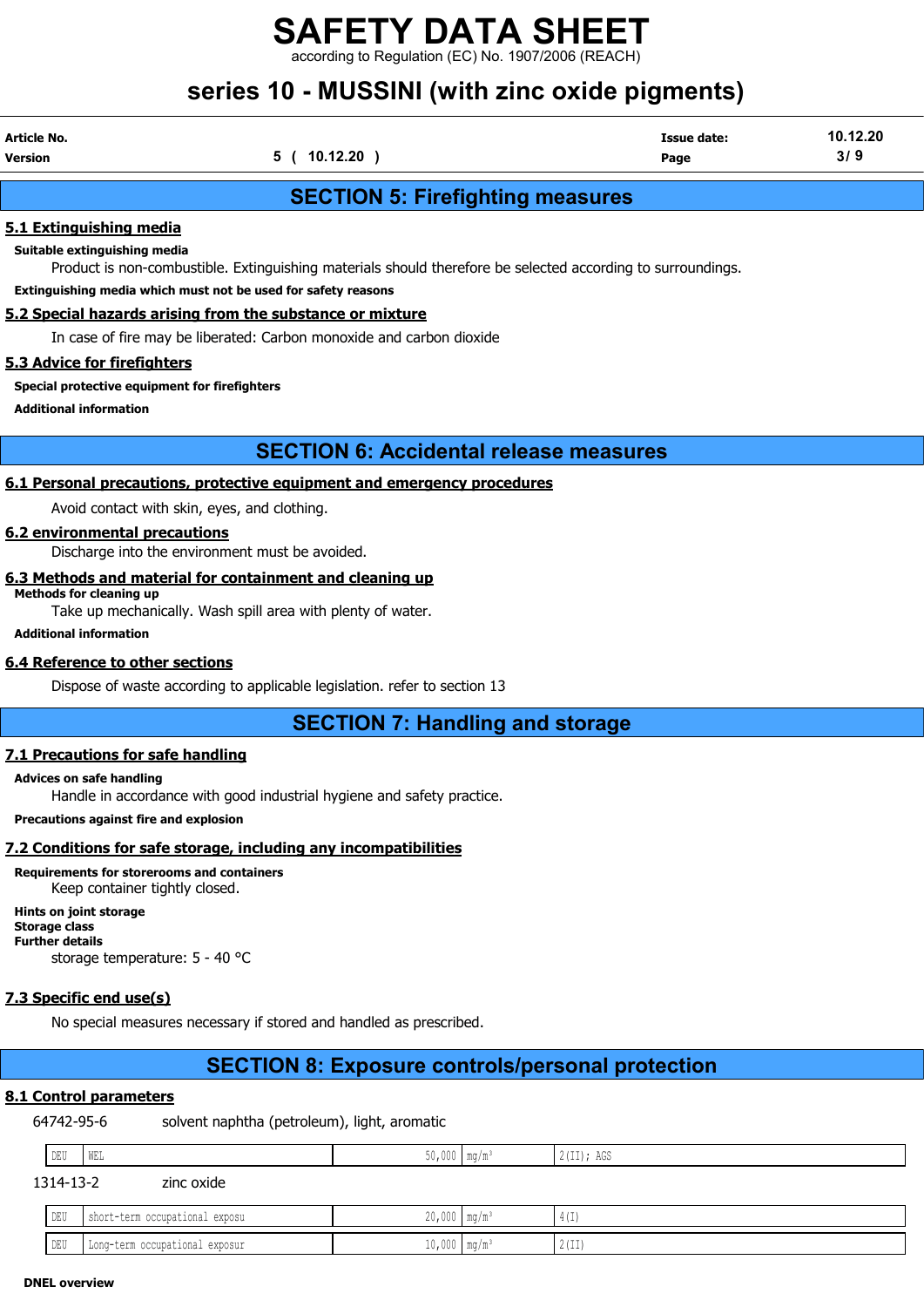## SECTION 5: Firefighting measures

### 5.1 Extinguishing media

**Suitable extinguishing media**

Product is non-combustible. Extinguishing materials should therefore be selected according to surroundings.

**Extinguishing media which must not be used for safety reasons**

### 5.2 Special hazards arising from the substance or mixture

In case of fire may be liberated: Carbon monoxide and carbon dioxide

### 5.3 Advice for firefighters

**Special protective equipment for firefighters**

**Additional information**

## SECTION 6: Accidental release measures

### 6.1 Personal precautions, protective equipment and emergency procedures

Avoid contact with skin, eyes, and clothing.

### 6.2 environmental precautions

Discharge into the environment must be avoided.

### 6.3 Methods and material for containment and cleaning up

**Methods for cleaning up**

Take up mechanically. Wash spill area with plenty of water.

**Additional information**

### 6.4 Reference to other sections

Dispose of waste according to applicable legislation. refer to section 13

## SECTION 7: Handling and storage

### 7.1 Precautions for safe handling

**Advices on safe handling**

Handle in accordance with good industrial hygiene and safety practice.

**Precautions against fire and explosion**

### 7.2 Conditions for safe storage, including any incompatibilities

**Requirements for storerooms and containers**

Keep container tightly closed.

**Hints on joint storage**

**Storage class**

**Further details**

storage temperature: 5 - 40 °C

### 7.3 Specific end use(s)

No special measures necessary if stored and handled as prescribed.

## SECTION 8: Exposure controls/personal protection

### 8.1 Control parameters

64742-95-6 solvent naphtha (petroleum), light, aromatic

| | | | | |
|---|---|---|---|---|
| DEU | WEL | 50,000 | mg/m³ | 2(II); AGS |

1314-13-2 zinc oxide

| | | | | |
|---|---|---|---|---|
| DEU | short-term occupational exposu | 20,000 | mg/m³ | 4(I) |
| DEU | Long-term occupational exposur | 10,000 | mg/m³ | 2(II) |

**DNEL overview**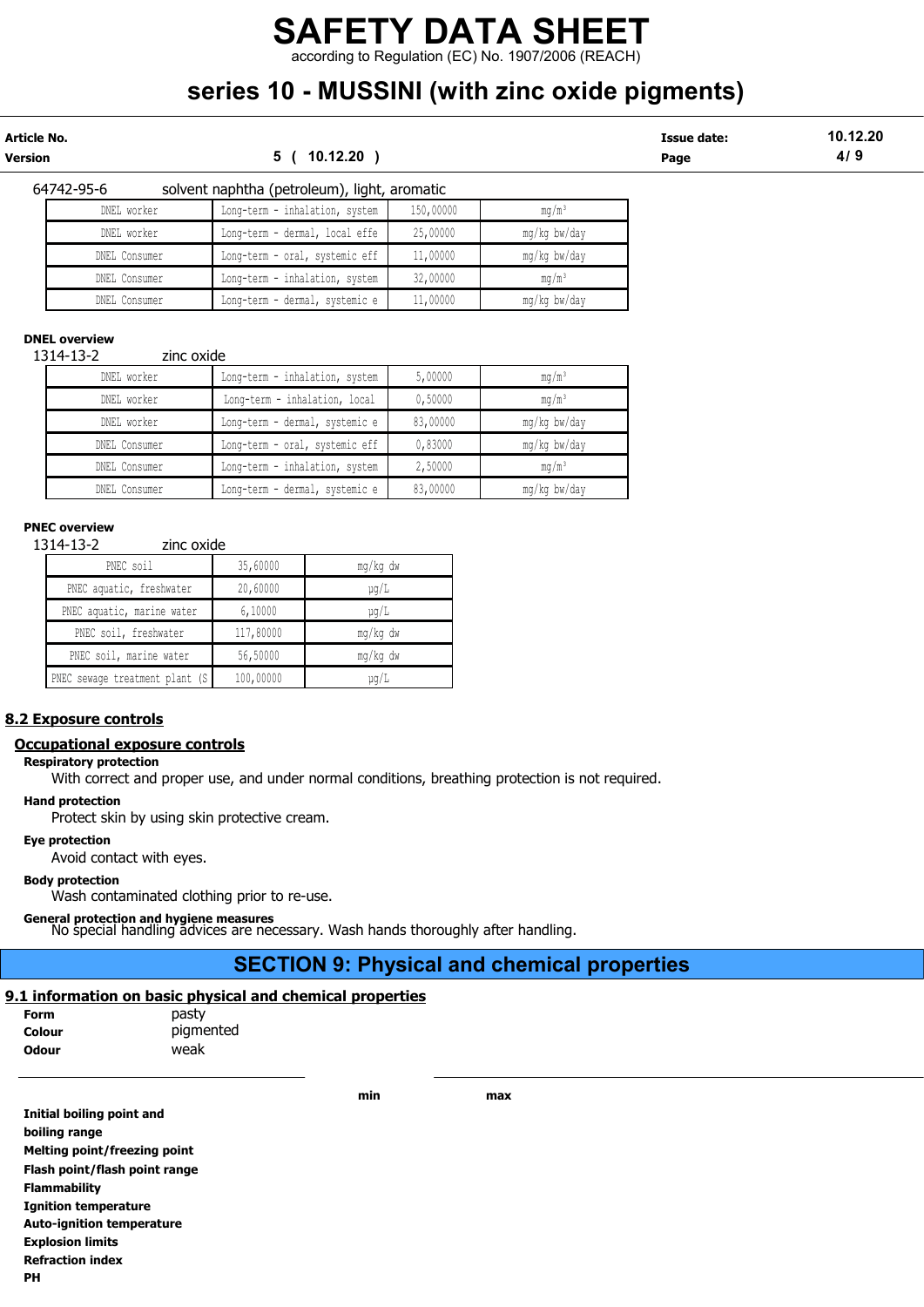64742-95-6 solvent naphtha (petroleum), light, aromatic

| | | | |
|---|---|---|---|
| DNEL worker | Long-term - inhalation, system | 150,00000 | mg/m³ |
| DNEL worker | Long-term - dermal, local effe | 25,00000 | mg/kg bw/day |
| DNEL Consumer | Long-term - oral, systemic eff | 11,00000 | mg/kg bw/day |
| DNEL Consumer | Long-term - inhalation, system | 32,00000 | mg/m³ |
| DNEL Consumer | Long-term - dermal, systemic e | 11,00000 | mg/kg bw/day |

**DNEL overview**

1314-13-2 zinc oxide

| | | | |
|---|---|---|---|
| DNEL worker | Long-term - inhalation, system | 5,00000 | mg/m³ |
| DNEL worker | Long-term - inhalation, local | 0,50000 | mg/m³ |
| DNEL worker | Long-term - dermal, systemic e | 83,00000 | mg/kg bw/day |
| DNEL Consumer | Long-term - oral, systemic eff | 0,83000 | mg/kg bw/day |
| DNEL Consumer | Long-term - inhalation, system | 2,50000 | mg/m³ |
| DNEL Consumer | Long-term - dermal, systemic e | 83,00000 | mg/kg bw/day |

**PNEC overview**

1314-13-2 zinc oxide

| | | |
|---|---|---|
| PNEC soil | 35,60000 | mg/kg dw |
| PNEC aquatic, freshwater | 20,60000 | µg/L |
| PNEC aquatic, marine water | 6,10000 | µg/L |
| PNEC soil, freshwater | 117,80000 | mg/kg dw |
| PNEC soil, marine water | 56,50000 | mg/kg dw |
| PNEC sewage treatment plant (S | 100,00000 | µg/L |

## 8.2 Exposure controls

### Occupational exposure controls

**Respiratory protection**

With correct and proper use, and under normal conditions, breathing protection is not required.

**Hand protection**

Protect skin by using skin protective cream.

**Eye protection**

Avoid contact with eyes.

**Body protection**

Wash contaminated clothing prior to re-use.

**General protection and hygiene measures**

No special handling advices are necessary. Wash hands thoroughly after handling.

# SECTION 9: Physical and chemical properties

## 9.1 information on basic physical and chemical properties

**Form** pasty

**Colour** pigmented

**Odour** weak

| | min | max |
|---|---|---|
| **Initial boiling point and boiling range** | | |
| **Melting point/freezing point** | | |
| **Flash point/flash point range** | | |
| **Flammability** | | |
| **Ignition temperature** | | |
| **Auto-ignition temperature** | | |
| **Explosion limits** | | |
| **Refraction index** | | |
| **PH** | | |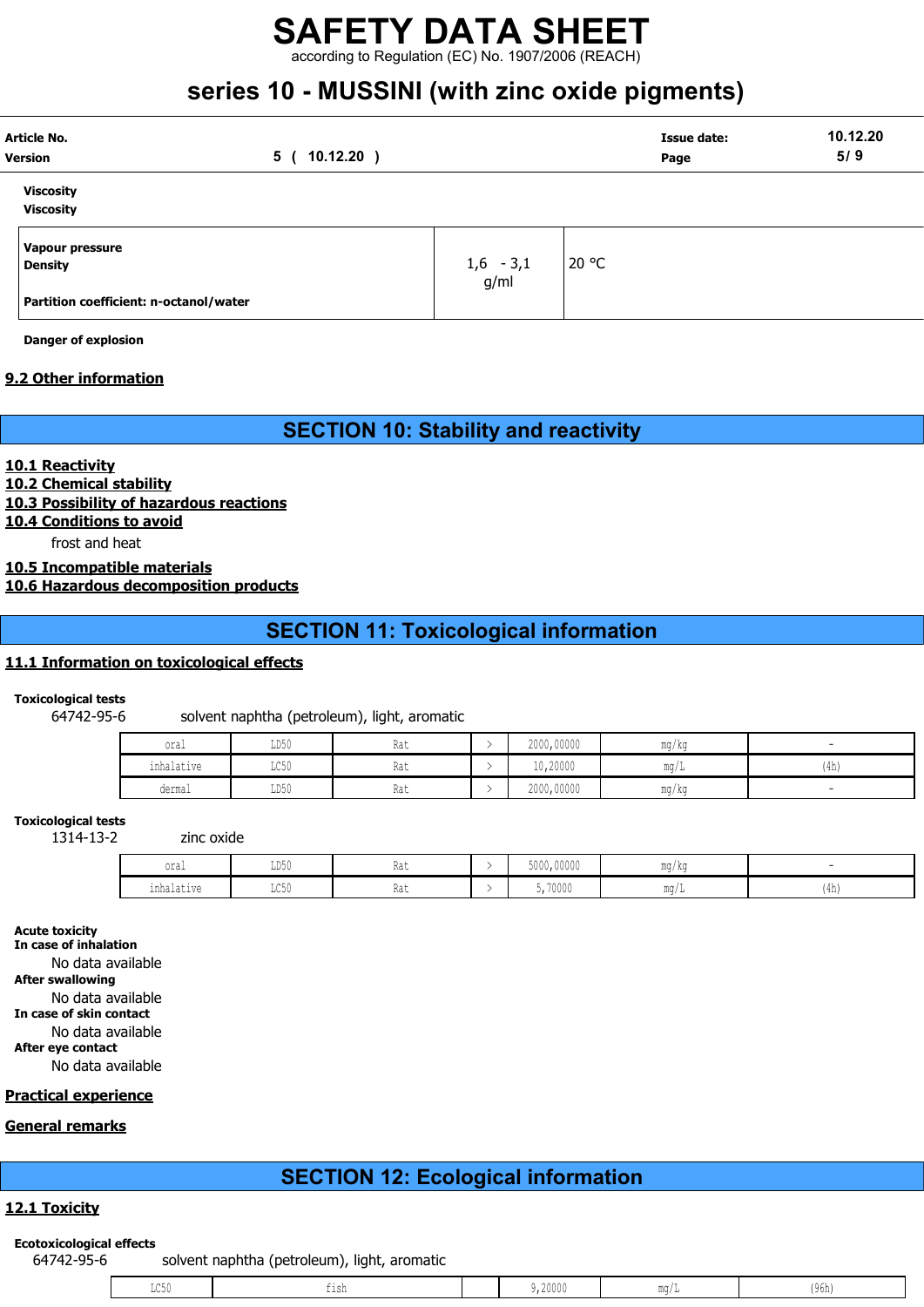# SAFETY DATA SHEET

according to Regulation (EC) No. 1907/2006 (REACH)

## series 10 - MUSSINI (with zinc oxide pigments)

**Viscosity**

**Viscosity**

| | | |
|---|---|---|
| **Vapour pressure** | | |
| **Density** | 1,6 - 3,1 g/ml | 20 °C |
| **Partition coefficient: n-octanol/water** | | |

**Danger of explosion**

**9.2 Other information**

# SECTION 10: Stability and reactivity

**10.1 Reactivity**

**10.2 Chemical stability**

**10.3 Possibility of hazardous reactions**

**10.4 Conditions to avoid**

frost and heat

**10.5 Incompatible materials**

**10.6 Hazardous decomposition products**

# SECTION 11: Toxicological information

**11.1 Information on toxicological effects**

**Toxicological tests**

64742-95-6 solvent naphtha (petroleum), light, aromatic

| | | | | | | |
|---|---|---|---|---|---|---|
| oral | LD50 | Rat | > | 2000,00000 | mg/kg | - |
| inhalative | LC50 | Rat | > | 10,20000 | mg/L | (4h) |
| dermal | LD50 | Rat | > | 2000,00000 | mg/kg | - |

**Toxicological tests**

1314-13-2 zinc oxide

| | | | | | | |
|---|---|---|---|---|---|---|
| oral | LD50 | Rat | > | 5000,00000 | mg/kg | - |
| inhalative | LC50 | Rat | > | 5,70000 | mg/L | (4h) |

**Acute toxicity**

**In case of inhalation**

No data available

**After swallowing**

No data available

**In case of skin contact**

No data available

**After eye contact**

No data available

**Practical experience**

**General remarks**

# SECTION 12: Ecological information

**12.1 Toxicity**

**Ecotoxicological effects**

64742-95-6 solvent naphtha (petroleum), light, aromatic

| | | | | | |
|---|---|---|---|---|---|
| LC50 | fish | | 9,20000 | mg/L | (96h) |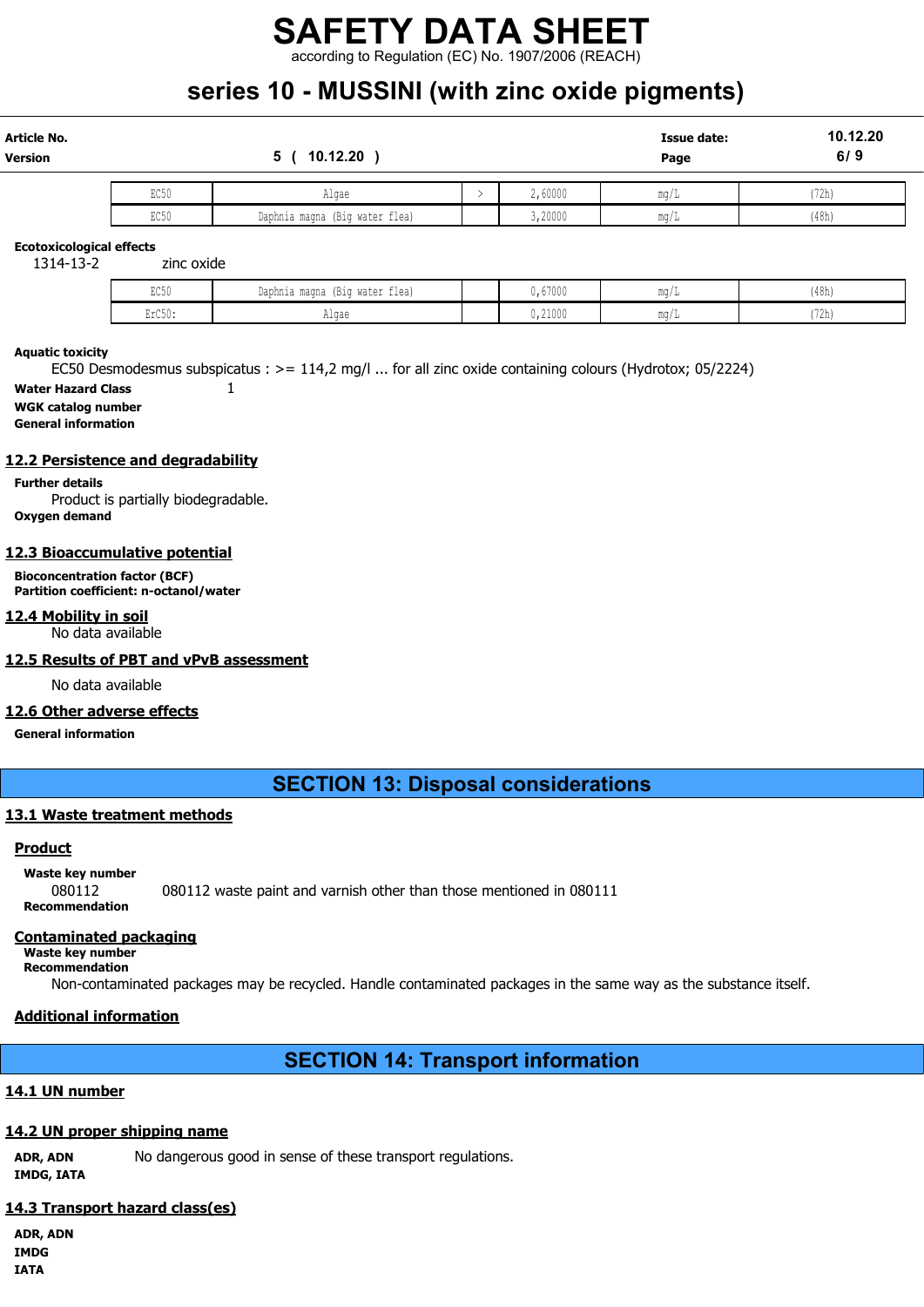| EC50 | Algae | > | 2,60000 | mg/L | (72h) |
|---|---|---|---|---|---|
| EC50 | Daphnia magna (Big water flea) | | 3,20000 | mg/L | (48h) |

**Ecotoxicological effects**

1314-13-2 zinc oxide

| EC50 | Daphnia magna (Big water flea) | | 0,67000 | mg/L | (48h) |
|---|---|---|---|---|---|
| ErC50: | Algae | | 0,21000 | mg/L | (72h) |

**Aquatic toxicity**

EC50 Desmodesmus subspicatus : >= 114,2 mg/l ... for all zinc oxide containing colours (Hydrotox; 05/2224)

**Water Hazard Class** 1

**WGK catalog number**

**General information**

## 12.2 Persistence and degradability

**Further details**

Product is partially biodegradable.

**Oxygen demand**

## 12.3 Bioaccumulative potential

**Bioconcentration factor (BCF)**

**Partition coefficient: n-octanol/water**

## 12.4 Mobility in soil

No data available

## 12.5 Results of PBT and vPvB assessment

No data available

## 12.6 Other adverse effects

**General information**

# SECTION 13: Disposal considerations

## 13.1 Waste treatment methods

### Product

**Waste key number**

080112 080112 waste paint and varnish other than those mentioned in 080111

**Recommendation**

### Contaminated packaging

**Waste key number**

**Recommendation**

Non-contaminated packages may be recycled. Handle contaminated packages in the same way as the substance itself.

### Additional information

# SECTION 14: Transport information

## 14.1 UN number

## 14.2 UN proper shipping name

**ADR, ADN** No dangerous good in sense of these transport regulations.

**IMDG, IATA**

## 14.3 Transport hazard class(es)

**ADR, ADN**

**IMDG**

**IATA**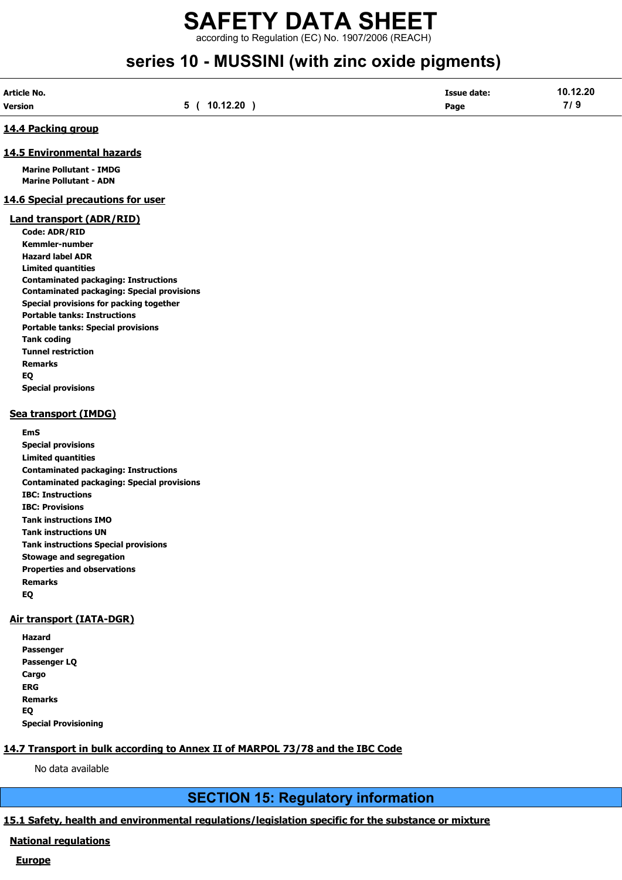## 14.4 Packing group

## 14.5 Environmental hazards

**Marine Pollutant - IMDG**
**Marine Pollutant - ADN**

## 14.6 Special precautions for user

### Land transport (ADR/RID)

**Code: ADR/RID**
**Kemmler-number**
**Hazard label ADR**
**Limited quantities**
**Contaminated packaging: Instructions**
**Contaminated packaging: Special provisions**
**Special provisions for packing together**
**Portable tanks: Instructions**
**Portable tanks: Special provisions**
**Tank coding**
**Tunnel restriction**
**Remarks**
**EQ**
**Special provisions**

### Sea transport (IMDG)

**EmS**
**Special provisions**
**Limited quantities**
**Contaminated packaging: Instructions**
**Contaminated packaging: Special provisions**
**IBC: Instructions**
**IBC: Provisions**
**Tank instructions IMO**
**Tank instructions UN**
**Tank instructions Special provisions**
**Stowage and segregation**
**Properties and observations**
**Remarks**
**EQ**

### Air transport (IATA-DGR)

**Hazard**
**Passenger**
**Passenger LQ**
**Cargo**
**ERG**
**Remarks**
**EQ**
**Special Provisioning**

## 14.7 Transport in bulk according to Annex II of MARPOL 73/78 and the IBC Code

No data available

# SECTION 15: Regulatory information

## 15.1 Safety, health and environmental regulations/legislation specific for the substance or mixture

### National regulations

#### Europe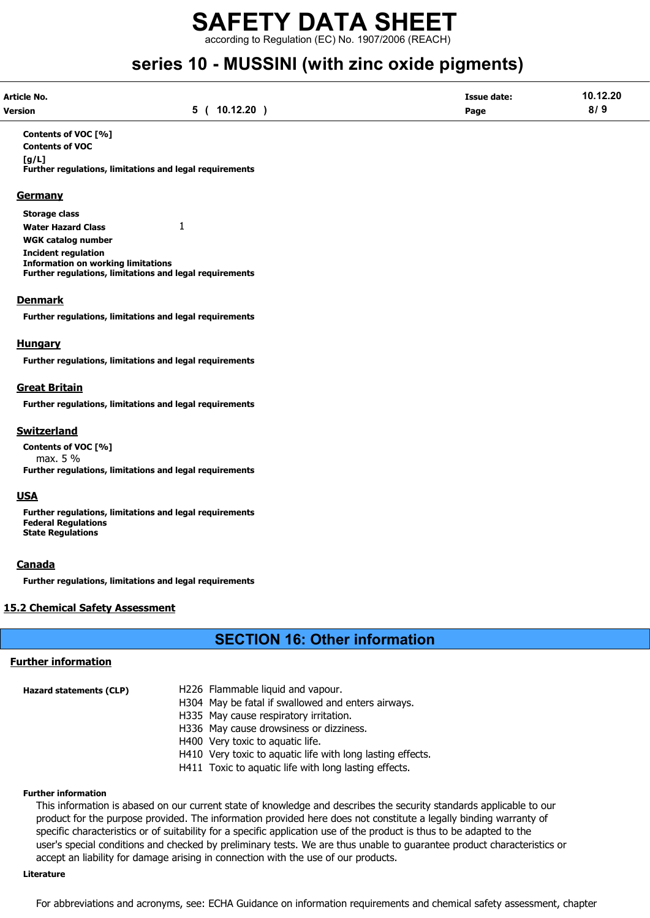**Contents of VOC [%]**

**Contents of VOC [g/L]**

**Further regulations, limitations and legal requirements**

### Germany

**Storage class**

**Water Hazard Class** 1

**WGK catalog number**

**Incident regulation**

**Information on working limitations**

**Further regulations, limitations and legal requirements**

### Denmark

**Further regulations, limitations and legal requirements**

### Hungary

**Further regulations, limitations and legal requirements**

### Great Britain

**Further regulations, limitations and legal requirements**

### Switzerland

**Contents of VOC [%]**

max. 5 %

**Further regulations, limitations and legal requirements**

### USA

**Further regulations, limitations and legal requirements**

**Federal Regulations**

**State Regulations**

### Canada

**Further regulations, limitations and legal requirements**

## 15.2 Chemical Safety Assessment

# SECTION 16: Other information

## Further information

**Hazard statements (CLP)**

H226 Flammable liquid and vapour.
H304 May be fatal if swallowed and enters airways.
H335 May cause respiratory irritation.
H336 May cause drowsiness or dizziness.
H400 Very toxic to aquatic life.
H410 Very toxic to aquatic life with long lasting effects.
H411 Toxic to aquatic life with long lasting effects.

**Further information**

This information is abased on our current state of knowledge and describes the security standards applicable to our product for the purpose provided. The information provided here does not constitute a legally binding warranty of specific characteristics or of suitability for a specific application use of the product is thus to be adapted to the user's special conditions and checked by preliminary tests. We are thus unable to guarantee product characteristics or accept an liability for damage arising in connection with the use of our products.

**Literature**

For abbreviations and acronyms, see: ECHA Guidance on information requirements and chemical safety assessment, chapter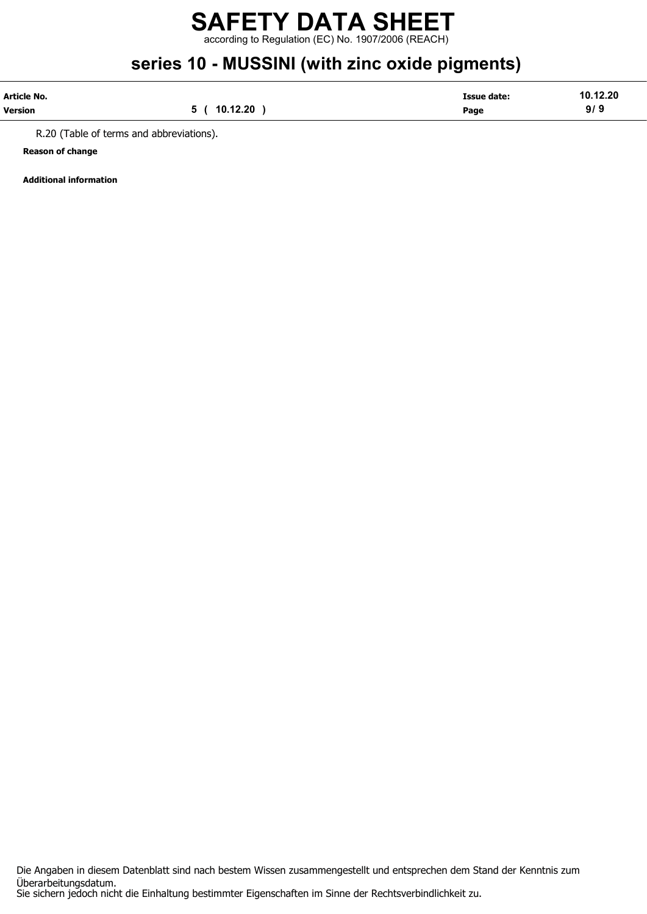R.20 (Table of terms and abbreviations).

**Reason of change**

**Additional information**

Die Angaben in diesem Datenblatt sind nach bestem Wissen zusammengestellt und entsprechen dem Stand der Kenntnis zum Überarbeitungsdatum.
Sie sichern jedoch nicht die Einhaltung bestimmter Eigenschaften im Sinne der Rechtsverbindlichkeit zu.